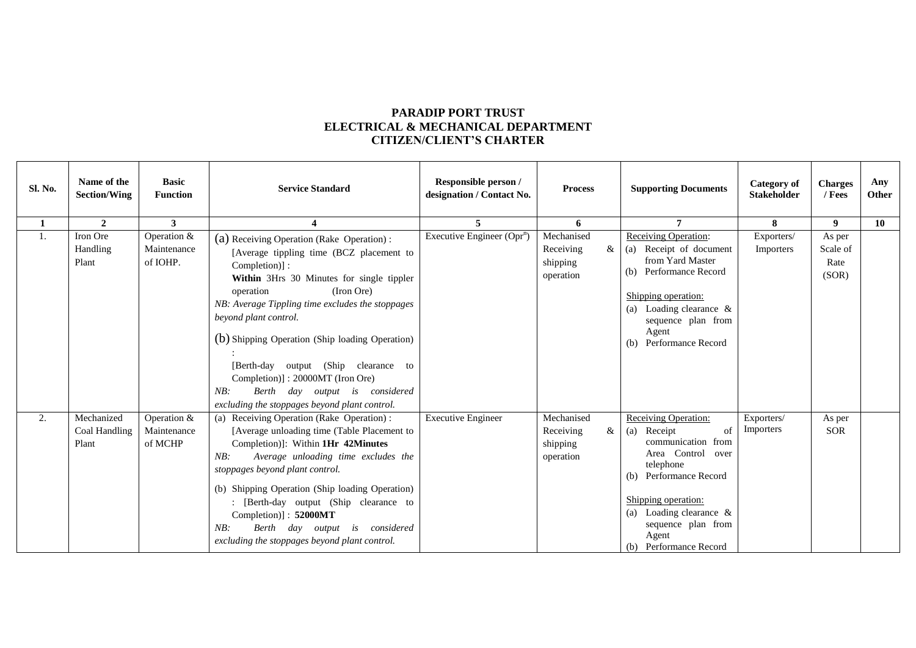# PARADIP PORT TRUST
## ELECTRICAL & MECHANICAL DEPARTMENT
## CITIZEN/CLIENT'S CHARTER

| Sl. No. | Name of the Section/Wing | Basic Function | Service Standard | Responsible person / designation / Contact No. | Process | Supporting Documents | Category of Stakeholder | Charges / Fees | Any Other |
|---|---|---|---|---|---|---|---|---|---|
| **1** | **2** | **3** | **4** | **5** | **6** | **7** | **8** | **9** | **10** |
| 1. | Iron Ore Handling Plant | Operation & Maintenance of IOHP. | (a) Receiving Operation (Rake Operation) : [Average tippling time (BCZ placement to Completion)] : **Within** 3Hrs 30 Minutes for single tippler operation (Iron Ore)<br>*NB: Average Tippling time excludes the stoppages beyond plant control.*<br>(b) Shipping Operation (Ship loading Operation) : [Berth-day output (Ship clearance to Completion)] : 20000MT (Iron Ore)<br>*NB: Berth day output is considered excluding the stoppages beyond plant control.* | Executive Engineer (Opr$^{n}$) | Mechanised Receiving & shipping operation | Receiving Operation:<br>(a) Receipt of document from Yard Master<br>(b) Performance Record<br><br>Shipping operation:<br>(a) Loading clearance & sequence plan from Agent<br>(b) Performance Record | Exporters/ Importers | As per Scale of Rate (SOR) | |
| 2. | Mechanized Coal Handling Plant | Operation & Maintenance of MCHP | (a) Receiving Operation (Rake Operation) : [Average unloading time (Table Placement to Completion)]: Within **1Hr 42Minutes**<br>*NB: Average unloading time excludes the stoppages beyond plant control.*<br>(b) Shipping Operation (Ship loading Operation) : [Berth-day output (Ship clearance to Completion)] : **52000MT**<br>*NB: Berth day output is considered excluding the stoppages beyond plant control.* | Executive Engineer | Mechanised Receiving & shipping operation | Receiving Operation:<br>(a) Receipt of communication from Area Control over telephone<br>(b) Performance Record<br><br>Shipping operation:<br>(a) Loading clearance & sequence plan from Agent<br>(b) Performance Record | Exporters/ Importers | As per SOR | |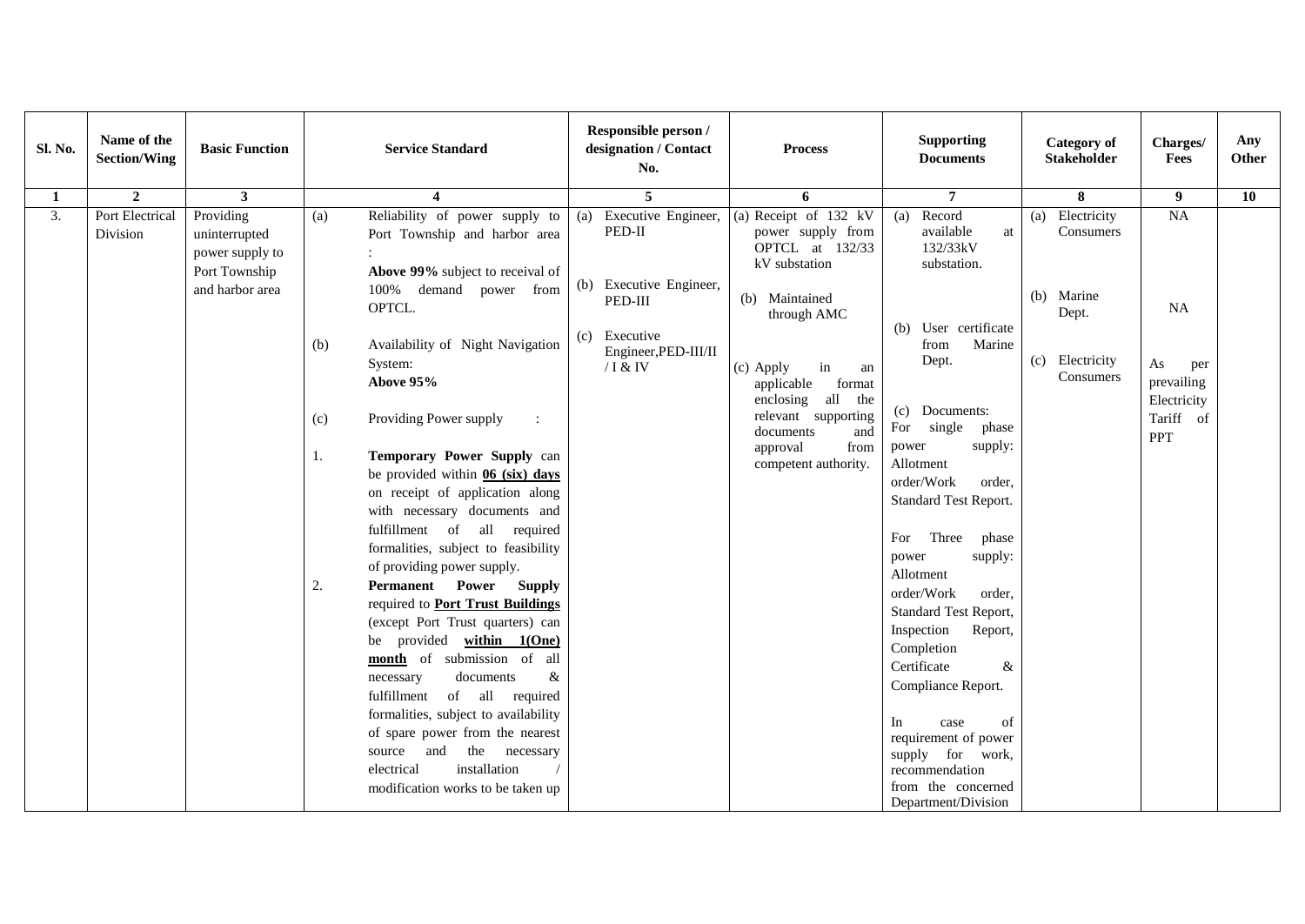| Sl. No. | Name of the Section/Wing | Basic Function | Service Standard | Responsible person / designation / Contact No. | Process | Supporting Documents | Category of Stakeholder | Charges/ Fees | Any Other |
|---|---|---|---|---|---|---|---|---|---|
| 1 | 2 | 3 | 4 | 5 | 6 | 7 | 8 | 9 | 10 |
| 3. | Port Electrical Division | Providing uninterrupted power supply to Port Township and harbor area | (a) Reliability of power supply to Port Township and harbor area : **Above 99%** subject to receival of 100% demand power from OPTCL.<br><br>(b) Availability of Night Navigation System: **Above 95%**<br><br>(c) Providing Power supply :<br><br>1. **Temporary Power Supply** can be provided within **06 (six) days** on receipt of application along with necessary documents and fulfillment of all required formalities, subject to feasibility of providing power supply.<br><br>2. **Permanent Power Supply** required to **Port Trust Buildings** (except Port Trust quarters) can be provided **within 1(One) month** of submission of all necessary documents & fulfillment of all required formalities, subject to availability of spare power from the nearest source and the necessary electrical installation / modification works to be taken up | (a) Executive Engineer, PED-II<br><br>(b) Executive Engineer, PED-III<br><br>(c) Executive Engineer,PED-III/II / I & IV | (a) Receipt of 132 kV power supply from OPTCL at 132/33 kV substation<br><br>(b) Maintained through AMC<br><br>(c) Apply in an applicable format enclosing all the relevant supporting documents and approval from competent authority. | (a) Record available at 132/33kV substation.<br><br>(b) User certificate from Marine Dept.<br><br>(c) Documents: For single phase power supply: Allotment order/Work order, Standard Test Report.<br><br>For Three phase power supply: Allotment order/Work order, Standard Test Report, Inspection Report, Completion Certificate & Compliance Report.<br><br>In case of requirement of power supply for work, recommendation from the concerned Department/Division | (a) Electricity Consumers<br><br>(b) Marine Dept.<br><br>(c) Electricity Consumers | NA<br><br>NA<br><br>As per prevailing Electricity Tariff of PPT | |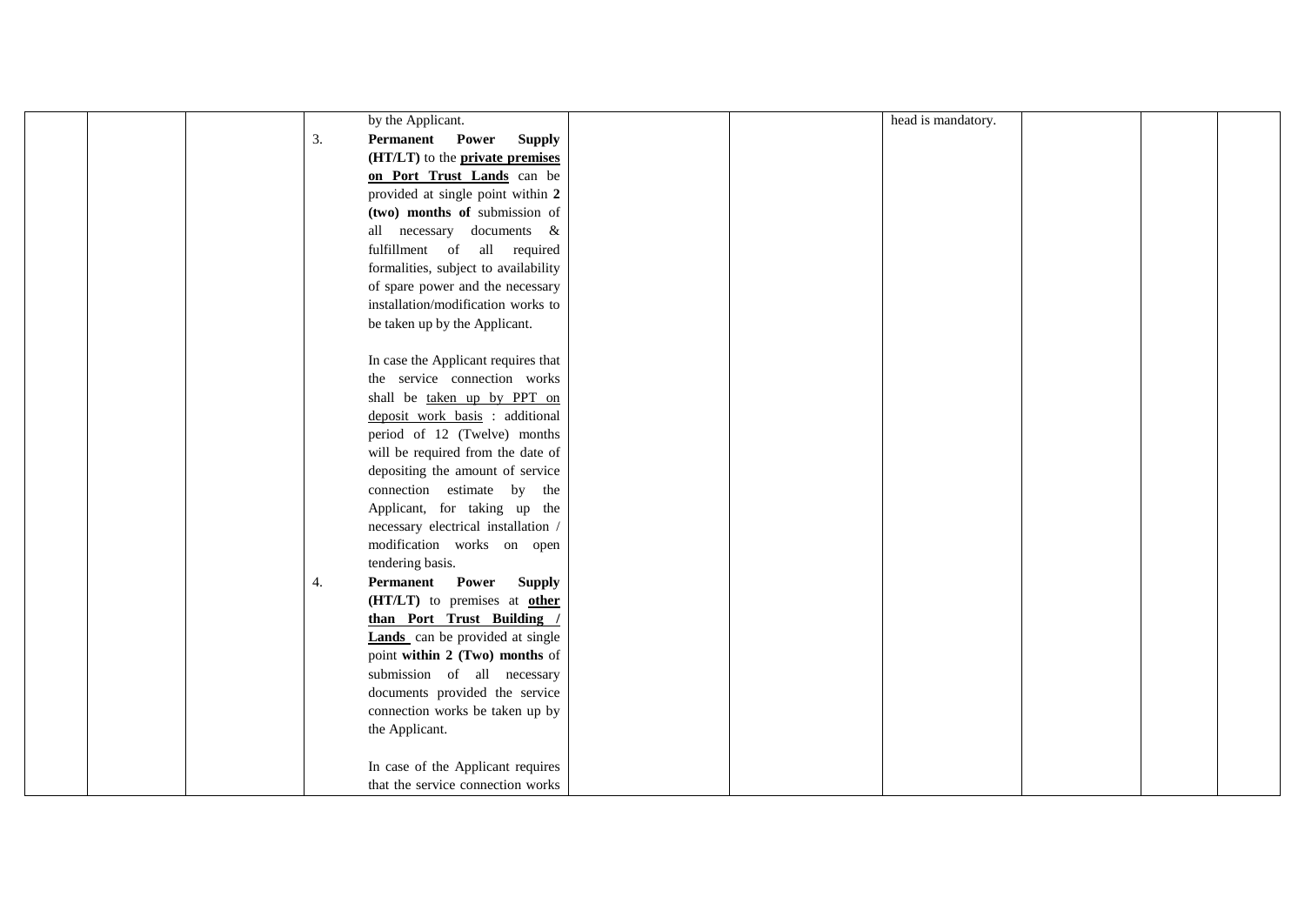|  |  |  | by the Applicant.<br>3. **Permanent Power Supply (HT/LT)** to the **private premises on Port Trust Lands** can be provided at single point within **2 (two) months of** submission of all necessary documents & fulfillment of all required formalities, subject to availability of spare power and the necessary installation/modification works to be taken up by the Applicant.<br><br>In case the Applicant requires that the service connection works shall be taken up by PPT on deposit work basis : additional period of 12 (Twelve) months will be required from the date of depositing the amount of service connection estimate by the Applicant, for taking up the necessary electrical installation / modification works on open tendering basis.<br>4. **Permanent Power Supply (HT/LT)** to premises at **other than Port Trust Building / Lands** can be provided at single point **within 2 (Two) months** of submission of all necessary documents provided the service connection works be taken up by the Applicant.<br><br>In case of the Applicant requires that the service connection works |  |  | head is mandatory. |  |  |  |
|---|---|---|---|---|---|---|---|---|---|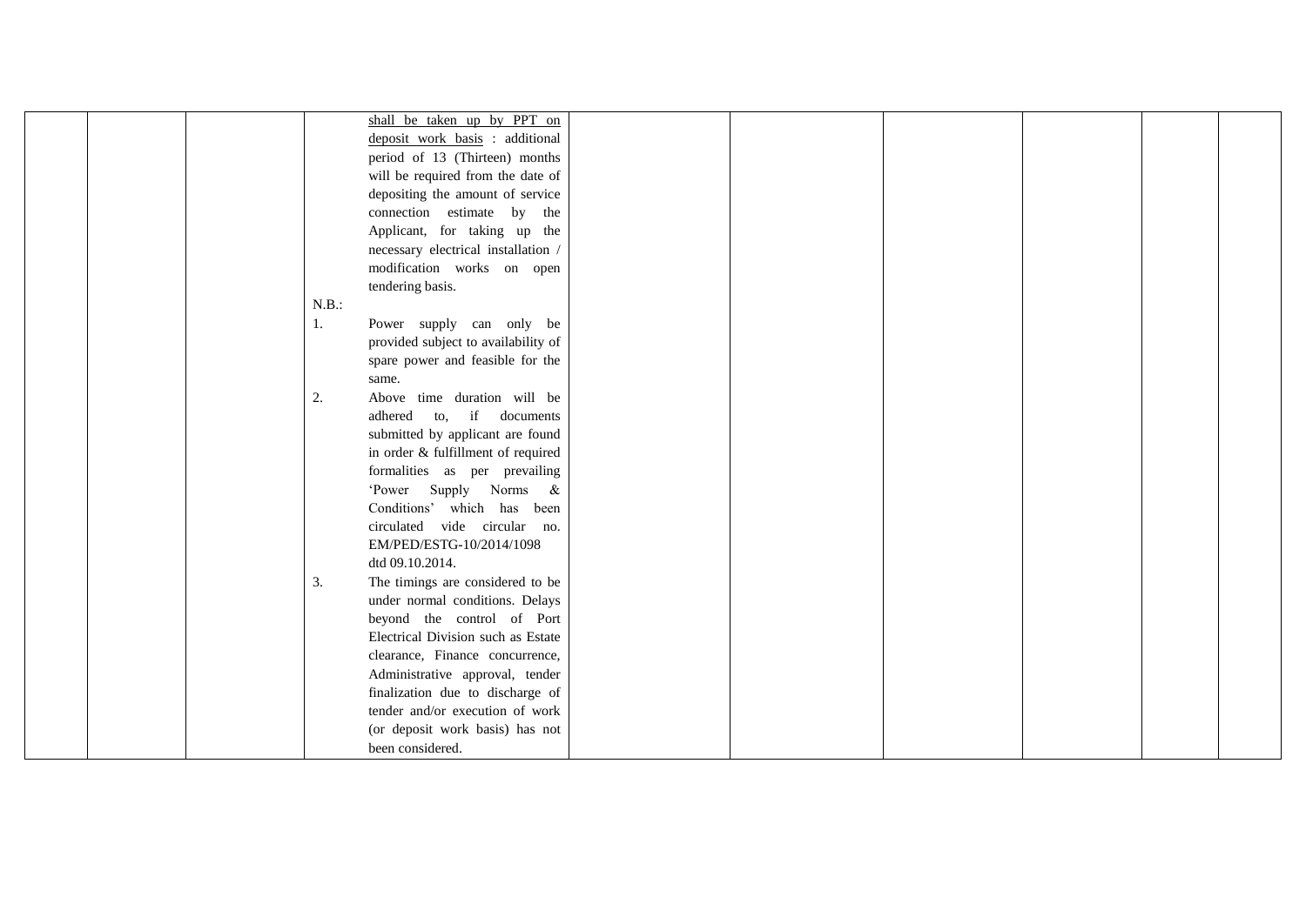| | | | | | | | | | |
|---|---|---|---|---|---|---|---|---|---|
| | | | shall be taken up by PPT on deposit work basis : additional period of 13 (Thirteen) months will be required from the date of depositing the amount of service connection estimate by the Applicant, for taking up the necessary electrical installation / modification works on open tendering basis.<br><br>N.B.:<br>1. Power supply can only be provided subject to availability of spare power and feasible for the same.<br>2. Above time duration will be adhered to, if documents submitted by applicant are found in order & fulfillment of required formalities as per prevailing 'Power Supply Norms & Conditions' which has been circulated vide circular no. EM/PED/ESTG-10/2014/1098 dtd 09.10.2014.<br>3. The timings are considered to be under normal conditions. Delays beyond the control of Port Electrical Division such as Estate clearance, Finance concurrence, Administrative approval, tender finalization due to discharge of tender and/or execution of work (or deposit work basis) has not been considered. | | | | | | |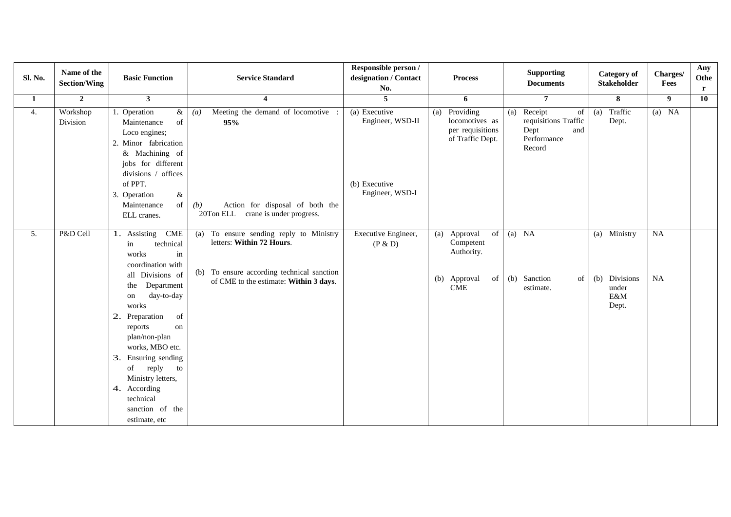| Sl. No. | Name of the Section/Wing | Basic Function | Service Standard | Responsible person / designation / Contact No. | Process | Supporting Documents | Category of Stakeholder | Charges/ Fees | Any Other |
|---|---|---|---|---|---|---|---|---|---|
| 1 | 2 | 3 | 4 | 5 | 6 | 7 | 8 | 9 | 10 |
| 4. | Workshop Division | 1. Operation & Maintenance of Loco engines; 2. Minor fabrication & Machining of jobs for different divisions / offices of PPT. 3. Operation & Maintenance of ELL cranes. | *(a)* Meeting the demand of locomotive : **95%** *(b)* Action for disposal of both the 20Ton ELL crane is under progress. | (a) Executive Engineer, WSD-II (b) Executive Engineer, WSD-I | (a) Providing locomotives as per requisitions of Traffic Dept. | (a) Receipt of requisitions Traffic Dept and Performance Record | (a) Traffic Dept. | (a) NA | |
| 5. | P&D Cell | 1. Assisting CME in technical works in coordination with all Divisions of the Department on day-to-day works 2. Preparation of reports on plan/non-plan works, MBO etc. 3. Ensuring sending of reply to Ministry letters, 4. According technical sanction of the estimate, etc | (a) To ensure sending reply to Ministry letters: **Within 72 Hours**. (b) To ensure according technical sanction of CME to the estimate: **Within 3 days**. | Executive Engineer, (P & D) | (a) Approval of Competent Authority. (b) Approval of CME | (a) NA (b) Sanction of estimate. | (a) Ministry (b) Divisions under E&M Dept. | NA NA | |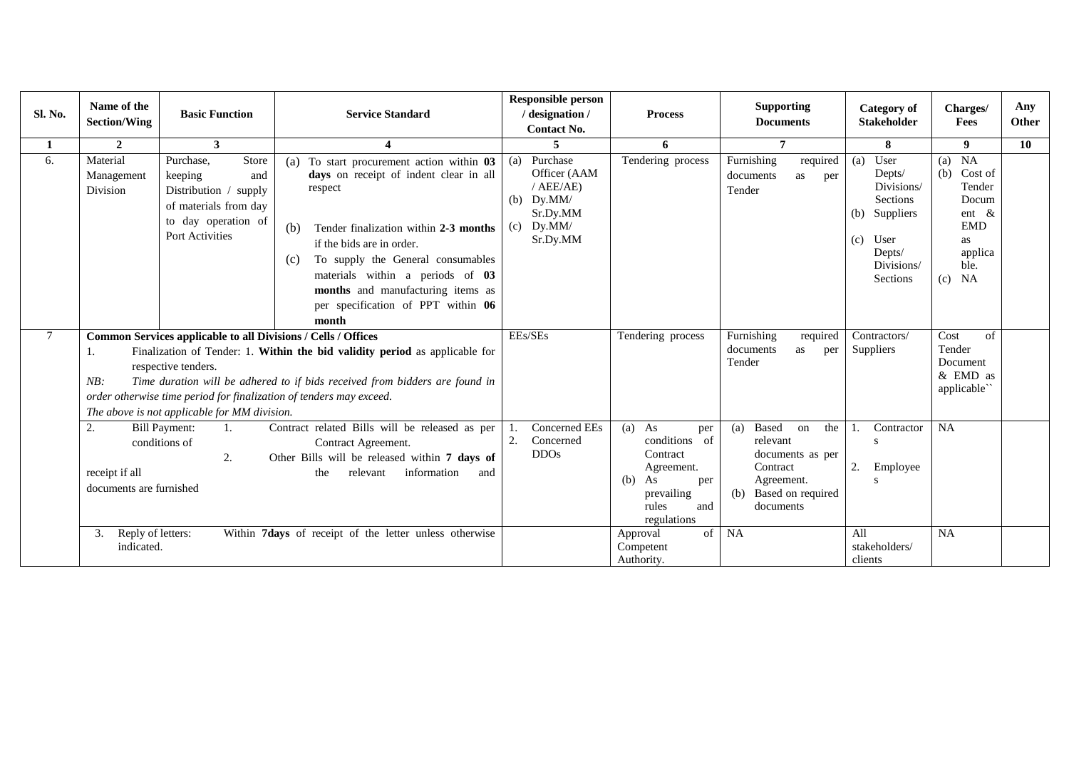| Sl. No. | Name of the Section/Wing | Basic Function | Service Standard | Responsible person / designation / Contact No. | Process | Supporting Documents | Category of Stakeholder | Charges/ Fees | Any Other |
|---|---|---|---|---|---|---|---|---|---|
| 1 | 2 | 3 | 4 | 5 | 6 | 7 | 8 | 9 | 10 |
| 6. | Material Management Division | Purchase, Store keeping and Distribution / supply of materials from day to day operation of Port Activities | (a) To start procurement action within **03 days** on receipt of indent clear in all respect<br>(b) Tender finalization within **2-3 months** if the bids are in order.<br>(c) To supply the General consumables materials within a periods of **03 months** and manufacturing items as per specification of PPT within **06 month** | (a) Purchase Officer (AAM / AEE/AE)<br>(b) Dy.MM/ Sr.Dy.MM<br>(c) Dy.MM/ Sr.Dy.MM | Tendering process | Furnishing required documents as per Tender | (a) User Depts/ Divisions/ Sections<br>(b) Suppliers<br>(c) User Depts/ Divisions/ Sections | (a) NA<br>(b) Cost of Tender Document & EMD as applicable.<br>(c) NA | |
| 7 | **Common Services applicable to all Divisions / Cells / Offices**<br>1. Finalization of Tender: 1. **Within the bid validity period** as applicable for respective tenders.<br>*NB: Time duration will be adhered to if bids received from bidders are found in order otherwise time period for finalization of tenders may exceed.*<br>*The above is not applicable for MM division.* | | | EEs/SEs | Tendering process | Furnishing required documents as per Tender | Contractors/ Suppliers | Cost of Tender Document & EMD as applicable`` | |
| | 2. Bill Payment: | | 1. Contract related Bills will be released as per conditions of Contract Agreement.<br>2. Other Bills will be released within **7 days of** receipt if all the relevant information and documents are furnished | 1. Concerned EEs<br>2. Concerned DDOs | (a) As per conditions of Contract Agreement.<br>(b) As per prevailing rules and regulations | (a) Based on the relevant documents as per Contract Agreement.<br>(b) Based on required documents | 1. Contractors<br>2. Employees | NA | |
| | 3. Reply of letters: | | Within **7days** of receipt of the letter unless otherwise indicated. | | Approval of Competent Authority. | NA | All stakeholders/ clients | NA | |